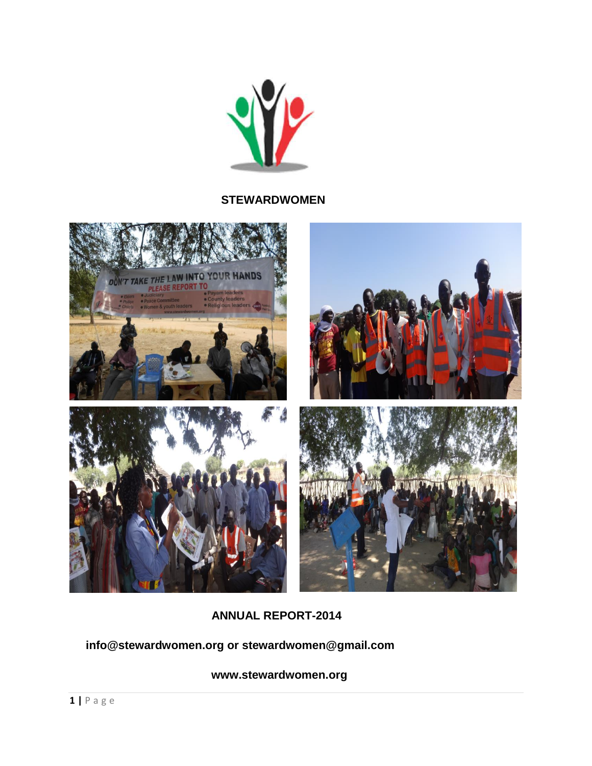**STEWARDWOMEN**

**ANNUAL REPORT-2014**

**info@stewardwomen.org or stewardwomen@gmail.com**

**www.stewardwomen.org**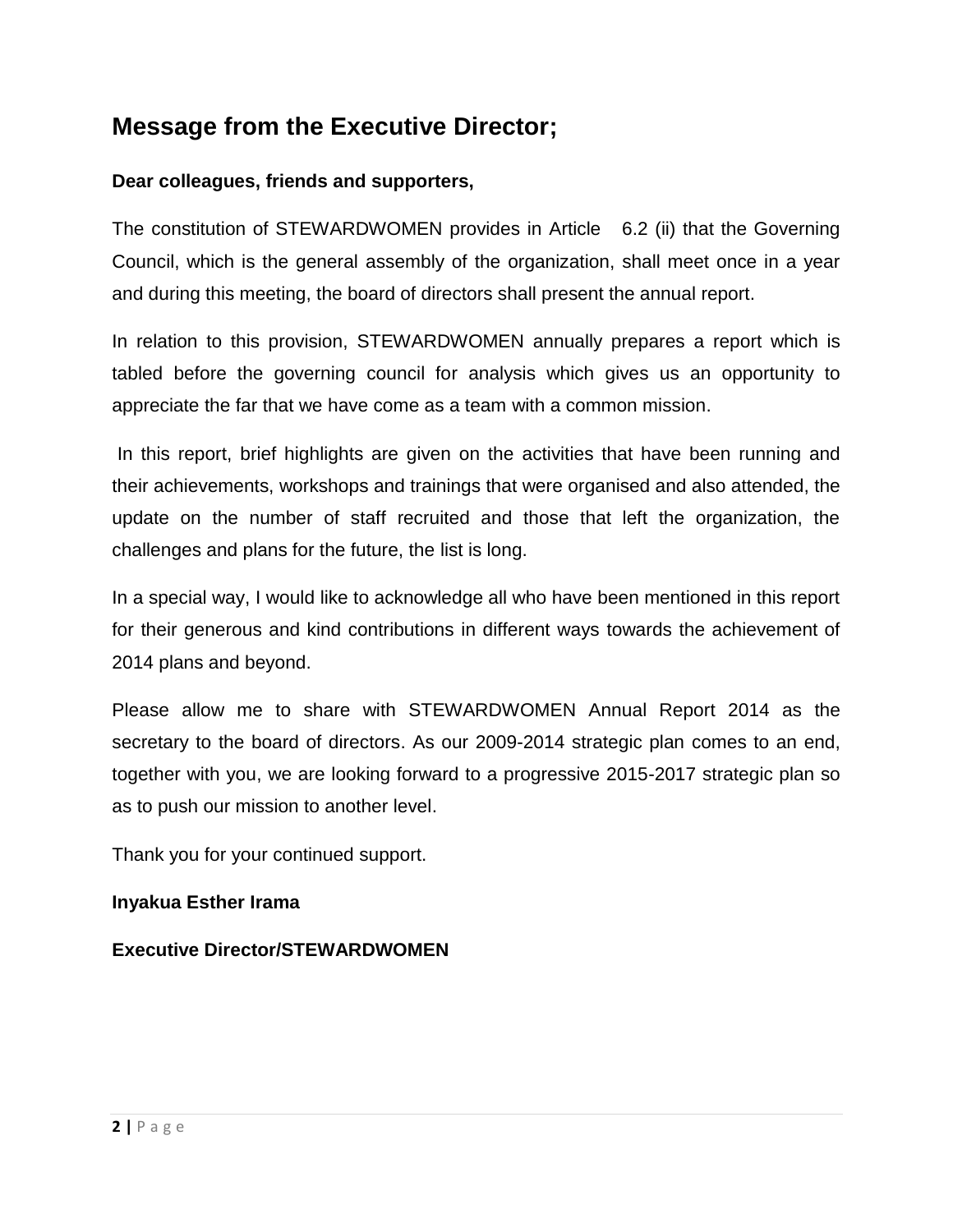## Message from the Executive Director;

**Dear colleagues, friends and supporters,**

The constitution of STEWARDWOMEN provides in Article 6.2 (ii) that the Governing Council, which is the general assembly of the organization, shall meet once in a year and during this meeting, the board of directors shall present the annual report.

In relation to this provision, STEWARDWOMEN annually prepares a report which is tabled before the governing council for analysis which gives us an opportunity to appreciate the far that we have come as a team with a common mission.

In this report, brief highlights are given on the activities that have been running and their achievements, workshops and trainings that were organised and also attended, the update on the number of staff recruited and those that left the organization, the challenges and plans for the future, the list is long.

In a special way, I would like to acknowledge all who have been mentioned in this report for their generous and kind contributions in different ways towards the achievement of 2014 plans and beyond.

Please allow me to share with STEWARDWOMEN Annual Report 2014 as the secretary to the board of directors. As our 2009-2014 strategic plan comes to an end, together with you, we are looking forward to a progressive 2015-2017 strategic plan so as to push our mission to another level.

Thank you for your continued support.

**Inyakua Esther Irama**

**Executive Director/STEWARDWOMEN**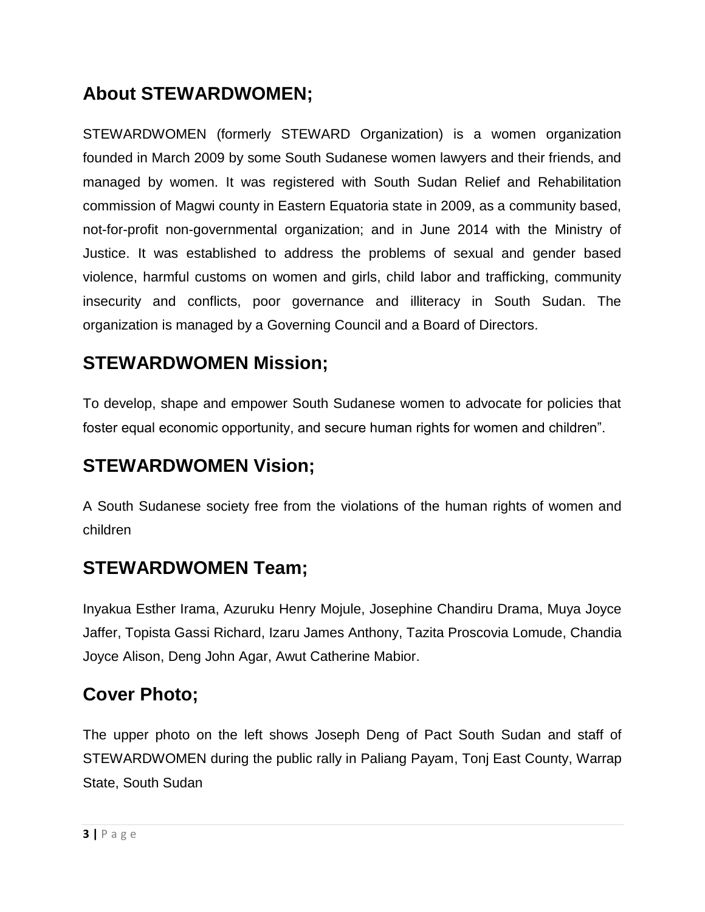## About STEWARDWOMEN;

STEWARDWOMEN (formerly STEWARD Organization) is a women organization founded in March 2009 by some South Sudanese women lawyers and their friends, and managed by women. It was registered with South Sudan Relief and Rehabilitation commission of Magwi county in Eastern Equatoria state in 2009, as a community based, not-for-profit non-governmental organization; and in June 2014 with the Ministry of Justice. It was established to address the problems of sexual and gender based violence, harmful customs on women and girls, child labor and trafficking, community insecurity and conflicts, poor governance and illiteracy in South Sudan. The organization is managed by a Governing Council and a Board of Directors.

## STEWARDWOMEN Mission;

To develop, shape and empower South Sudanese women to advocate for policies that foster equal economic opportunity, and secure human rights for women and children".

## STEWARDWOMEN Vision;

A South Sudanese society free from the violations of the human rights of women and children

## STEWARDWOMEN Team;

Inyakua Esther Irama, Azuruku Henry Mojule, Josephine Chandiru Drama, Muya Joyce Jaffer, Topista Gassi Richard, Izaru James Anthony, Tazita Proscovia Lomude, Chandia Joyce Alison, Deng John Agar, Awut Catherine Mabior.

## Cover Photo;

The upper photo on the left shows Joseph Deng of Pact South Sudan and staff of STEWARDWOMEN during the public rally in Paliang Payam, Tonj East County, Warrap State, South Sudan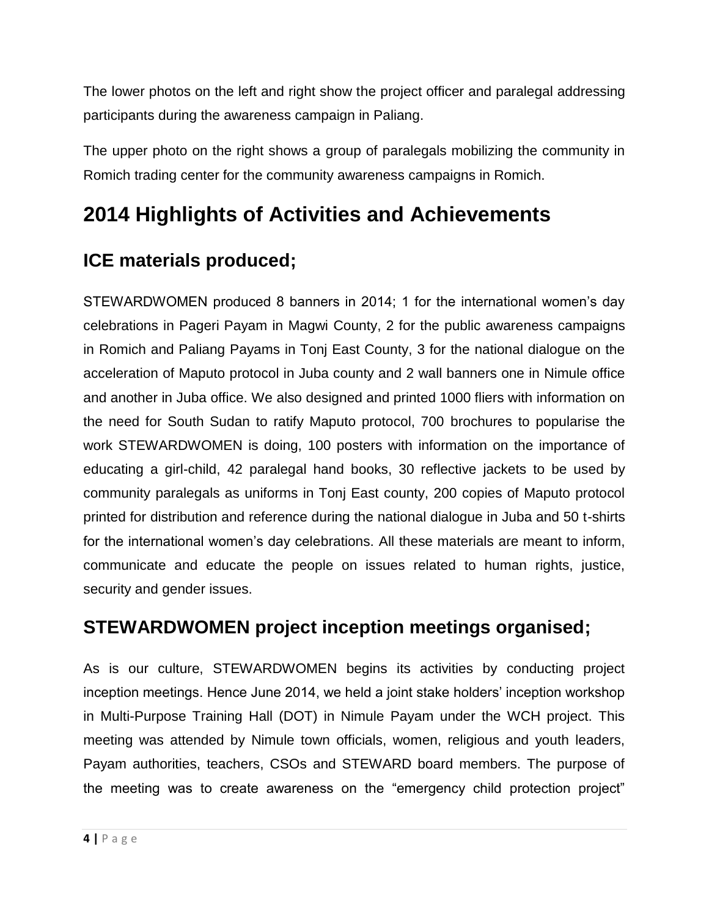The lower photos on the left and right show the project officer and paralegal addressing participants during the awareness campaign in Paliang.

The upper photo on the right shows a group of paralegals mobilizing the community in Romich trading center for the community awareness campaigns in Romich.

# 2014 Highlights of Activities and Achievements

## ICE materials produced;

STEWARDWOMEN produced 8 banners in 2014; 1 for the international women's day celebrations in Pageri Payam in Magwi County, 2 for the public awareness campaigns in Romich and Paliang Payams in Tonj East County, 3 for the national dialogue on the acceleration of Maputo protocol in Juba county and 2 wall banners one in Nimule office and another in Juba office. We also designed and printed 1000 fliers with information on the need for South Sudan to ratify Maputo protocol, 700 brochures to popularise the work STEWARDWOMEN is doing, 100 posters with information on the importance of educating a girl-child, 42 paralegal hand books, 30 reflective jackets to be used by community paralegals as uniforms in Tonj East county, 200 copies of Maputo protocol printed for distribution and reference during the national dialogue in Juba and 50 t-shirts for the international women's day celebrations. All these materials are meant to inform, communicate and educate the people on issues related to human rights, justice, security and gender issues.

## STEWARDWOMEN project inception meetings organised;

As is our culture, STEWARDWOMEN begins its activities by conducting project inception meetings. Hence June 2014, we held a joint stake holders' inception workshop in Multi-Purpose Training Hall (DOT) in Nimule Payam under the WCH project. This meeting was attended by Nimule town officials, women, religious and youth leaders, Payam authorities, teachers, CSOs and STEWARD board members. The purpose of the meeting was to create awareness on the "emergency child protection project"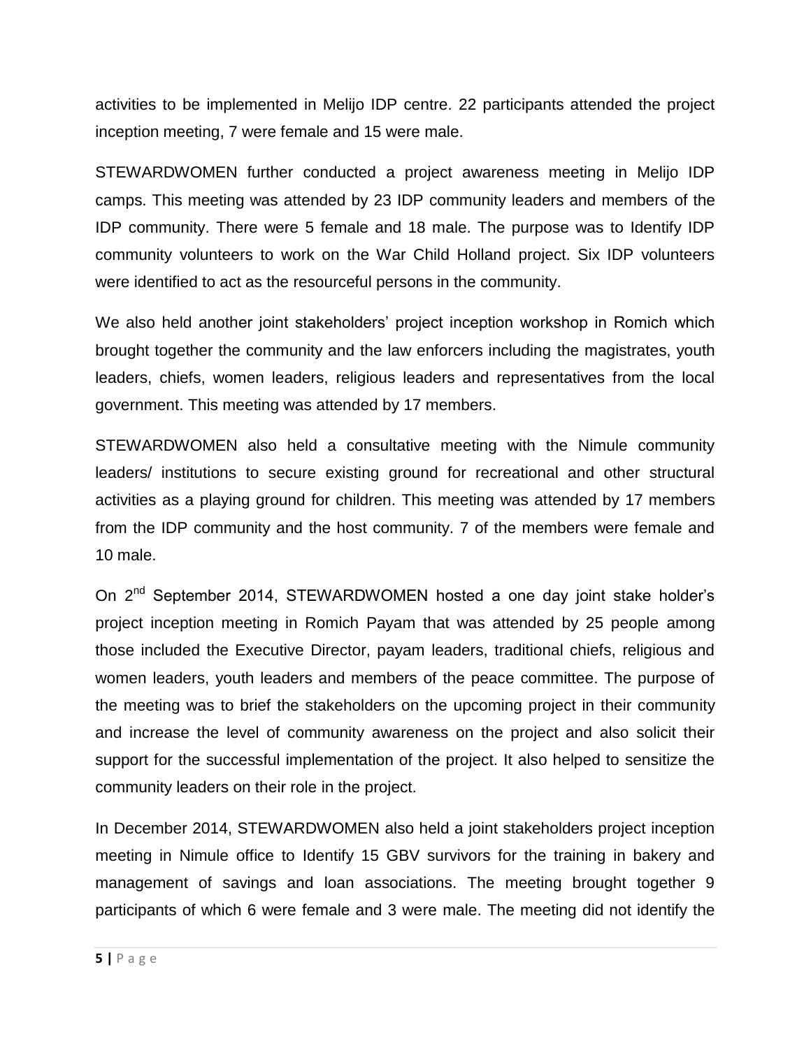activities to be implemented in Melijo IDP centre. 22 participants attended the project inception meeting, 7 were female and 15 were male.

STEWARDWOMEN further conducted a project awareness meeting in Melijo IDP camps. This meeting was attended by 23 IDP community leaders and members of the IDP community. There were 5 female and 18 male. The purpose was to Identify IDP community volunteers to work on the War Child Holland project. Six IDP volunteers were identified to act as the resourceful persons in the community.

We also held another joint stakeholders' project inception workshop in Romich which brought together the community and the law enforcers including the magistrates, youth leaders, chiefs, women leaders, religious leaders and representatives from the local government. This meeting was attended by 17 members.

STEWARDWOMEN also held a consultative meeting with the Nimule community leaders/ institutions to secure existing ground for recreational and other structural activities as a playing ground for children. This meeting was attended by 17 members from the IDP community and the host community. 7 of the members were female and 10 male.

On 2nd September 2014, STEWARDWOMEN hosted a one day joint stake holder's project inception meeting in Romich Payam that was attended by 25 people among those included the Executive Director, payam leaders, traditional chiefs, religious and women leaders, youth leaders and members of the peace committee. The purpose of the meeting was to brief the stakeholders on the upcoming project in their community and increase the level of community awareness on the project and also solicit their support for the successful implementation of the project. It also helped to sensitize the community leaders on their role in the project.

In December 2014, STEWARDWOMEN also held a joint stakeholders project inception meeting in Nimule office to Identify 15 GBV survivors for the training in bakery and management of savings and loan associations. The meeting brought together 9 participants of which 6 were female and 3 were male. The meeting did not identify the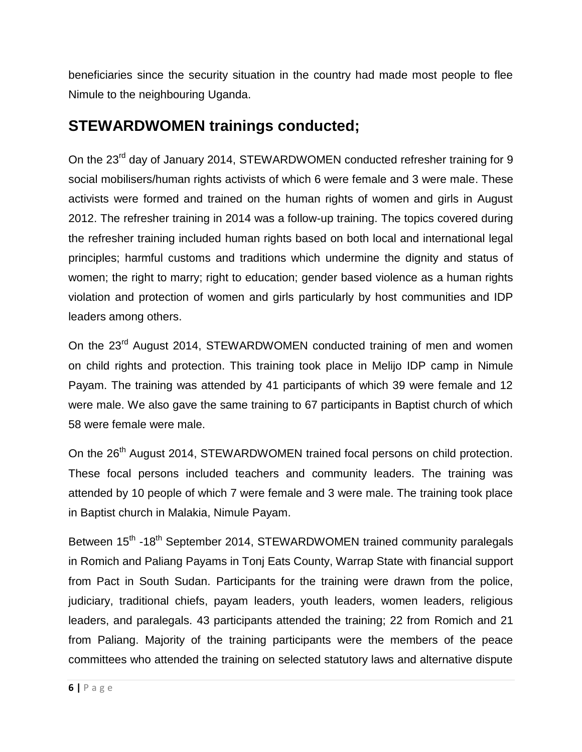beneficiaries since the security situation in the country had made most people to flee Nimule to the neighbouring Uganda.

## STEWARDWOMEN trainings conducted;

On the 23rd day of January 2014, STEWARDWOMEN conducted refresher training for 9 social mobilisers/human rights activists of which 6 were female and 3 were male. These activists were formed and trained on the human rights of women and girls in August 2012. The refresher training in 2014 was a follow-up training. The topics covered during the refresher training included human rights based on both local and international legal principles; harmful customs and traditions which undermine the dignity and status of women; the right to marry; right to education; gender based violence as a human rights violation and protection of women and girls particularly by host communities and IDP leaders among others.

On the 23rd August 2014, STEWARDWOMEN conducted training of men and women on child rights and protection. This training took place in Melijo IDP camp in Nimule Payam. The training was attended by 41 participants of which 39 were female and 12 were male. We also gave the same training to 67 participants in Baptist church of which 58 were female were male.

On the 26th August 2014, STEWARDWOMEN trained focal persons on child protection. These focal persons included teachers and community leaders. The training was attended by 10 people of which 7 were female and 3 were male. The training took place in Baptist church in Malakia, Nimule Payam.

Between 15th -18th September 2014, STEWARDWOMEN trained community paralegals in Romich and Paliang Payams in Tonj Eats County, Warrap State with financial support from Pact in South Sudan. Participants for the training were drawn from the police, judiciary, traditional chiefs, payam leaders, youth leaders, women leaders, religious leaders, and paralegals. 43 participants attended the training; 22 from Romich and 21 from Paliang. Majority of the training participants were the members of the peace committees who attended the training on selected statutory laws and alternative dispute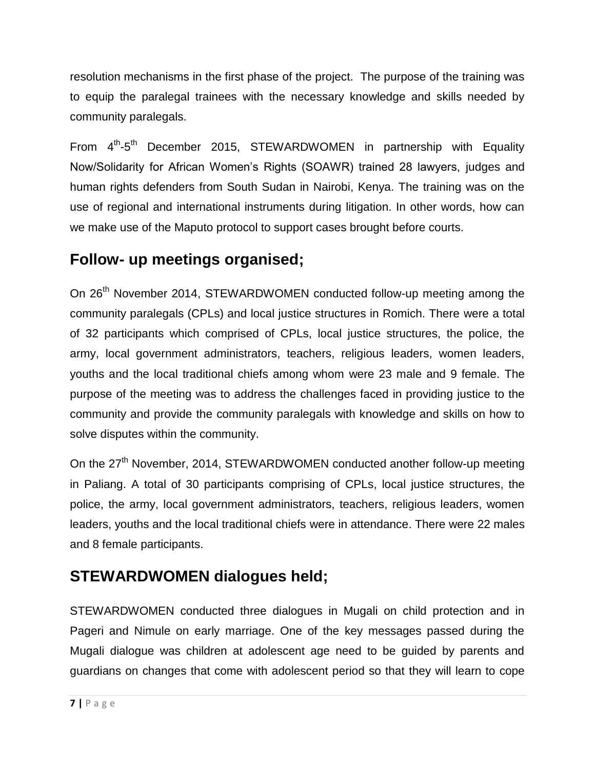resolution mechanisms in the first phase of the project. The purpose of the training was to equip the paralegal trainees with the necessary knowledge and skills needed by community paralegals.

From 4th-5th December 2015, STEWARDWOMEN in partnership with Equality Now/Solidarity for African Women's Rights (SOAWR) trained 28 lawyers, judges and human rights defenders from South Sudan in Nairobi, Kenya. The training was on the use of regional and international instruments during litigation. In other words, how can we make use of the Maputo protocol to support cases brought before courts.

## Follow- up meetings organised;

On 26th November 2014, STEWARDWOMEN conducted follow-up meeting among the community paralegals (CPLs) and local justice structures in Romich. There were a total of 32 participants which comprised of CPLs, local justice structures, the police, the army, local government administrators, teachers, religious leaders, women leaders, youths and the local traditional chiefs among whom were 23 male and 9 female. The purpose of the meeting was to address the challenges faced in providing justice to the community and provide the community paralegals with knowledge and skills on how to solve disputes within the community.

On the 27th November, 2014, STEWARDWOMEN conducted another follow-up meeting in Paliang. A total of 30 participants comprising of CPLs, local justice structures, the police, the army, local government administrators, teachers, religious leaders, women leaders, youths and the local traditional chiefs were in attendance. There were 22 males and 8 female participants.

## STEWARDWOMEN dialogues held;

STEWARDWOMEN conducted three dialogues in Mugali on child protection and in Pageri and Nimule on early marriage. One of the key messages passed during the Mugali dialogue was children at adolescent age need to be guided by parents and guardians on changes that come with adolescent period so that they will learn to cope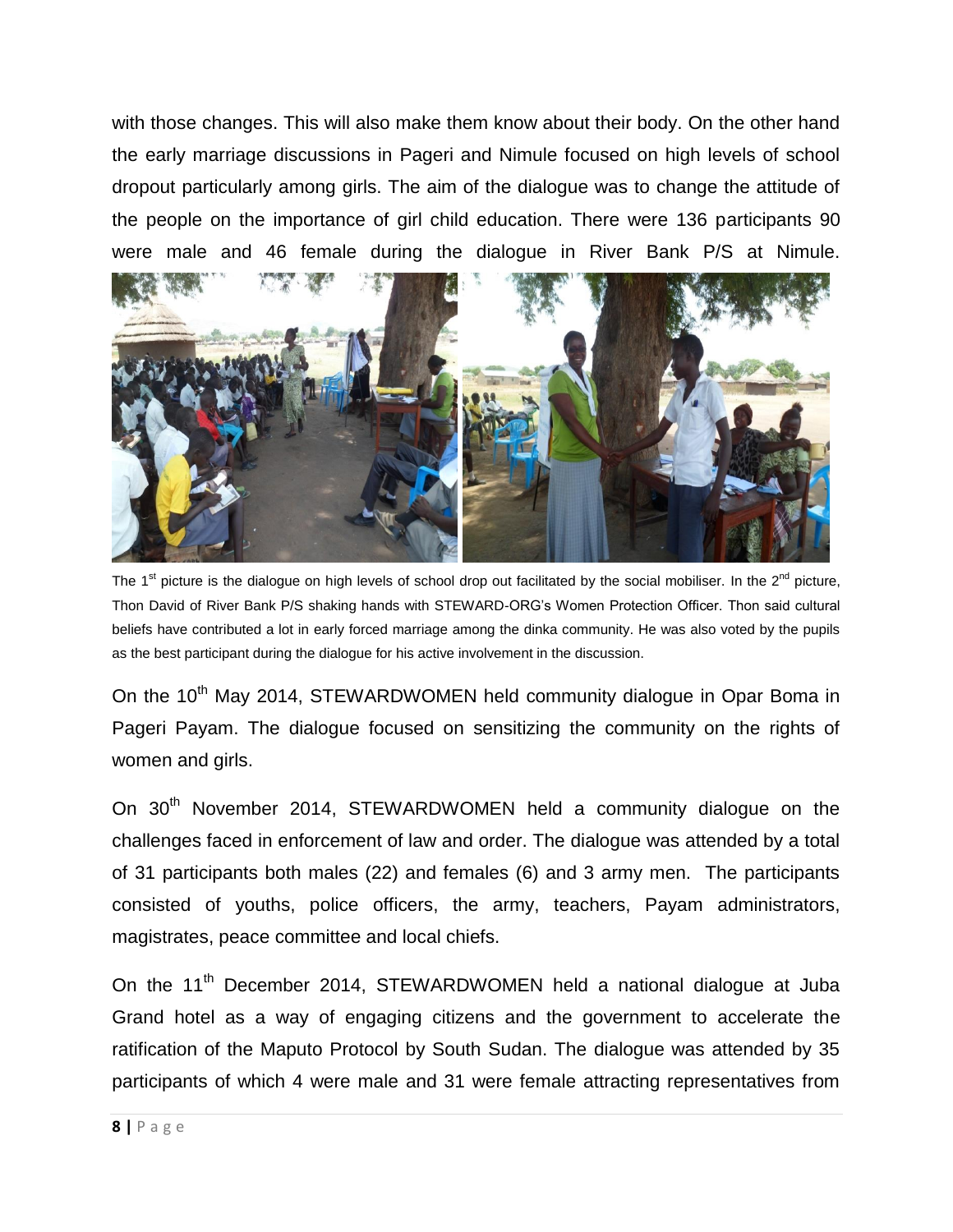with those changes. This will also make them know about their body. On the other hand the early marriage discussions in Pageri and Nimule focused on high levels of school dropout particularly among girls. The aim of the dialogue was to change the attitude of the people on the importance of girl child education. There were 136 participants 90 were male and 46 female during the dialogue in River Bank P/S at Nimule.

The 1st picture is the dialogue on high levels of school drop out facilitated by the social mobiliser. In the 2nd picture, Thon David of River Bank P/S shaking hands with STEWARD-ORG's Women Protection Officer. Thon said cultural beliefs have contributed a lot in early forced marriage among the dinka community. He was also voted by the pupils as the best participant during the dialogue for his active involvement in the discussion.

On the 10th May 2014, STEWARDWOMEN held community dialogue in Opar Boma in Pageri Payam. The dialogue focused on sensitizing the community on the rights of women and girls.

On 30th November 2014, STEWARDWOMEN held a community dialogue on the challenges faced in enforcement of law and order. The dialogue was attended by a total of 31 participants both males (22) and females (6) and 3 army men. The participants consisted of youths, police officers, the army, teachers, Payam administrators, magistrates, peace committee and local chiefs.

On the 11th December 2014, STEWARDWOMEN held a national dialogue at Juba Grand hotel as a way of engaging citizens and the government to accelerate the ratification of the Maputo Protocol by South Sudan. The dialogue was attended by 35 participants of which 4 were male and 31 were female attracting representatives from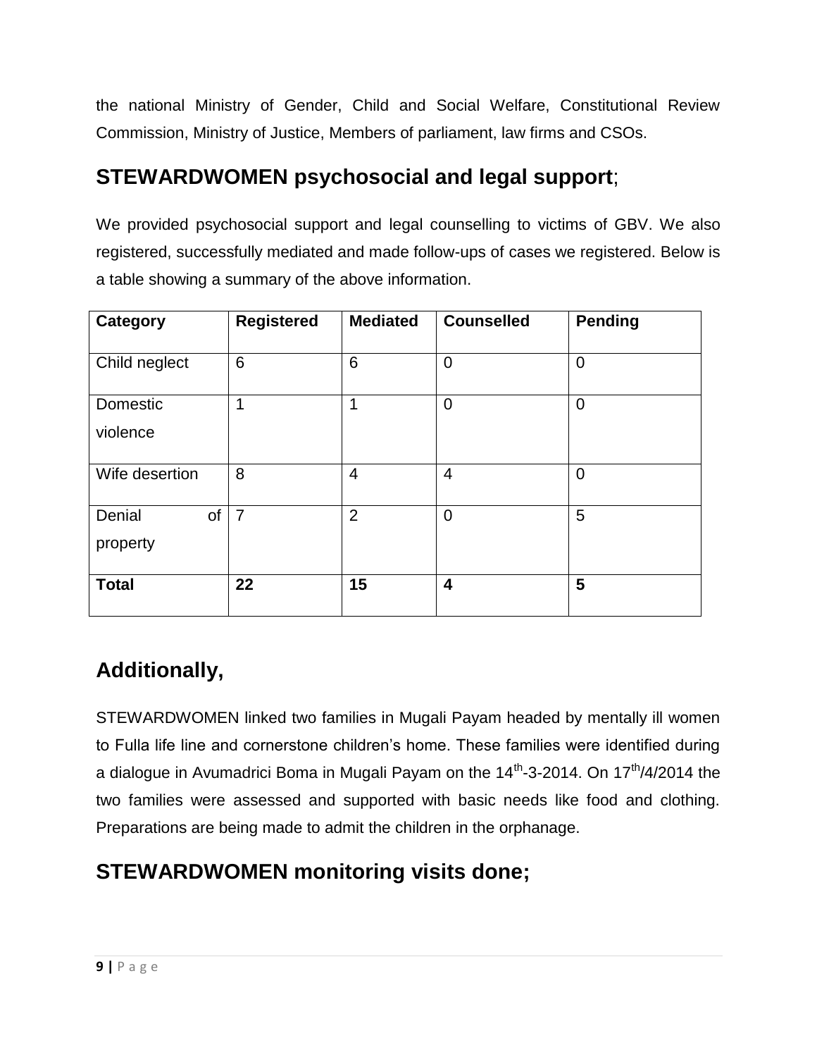the national Ministry of Gender, Child and Social Welfare, Constitutional Review Commission, Ministry of Justice, Members of parliament, law firms and CSOs.

## STEWARDWOMEN psychosocial and legal support;

We provided psychosocial support and legal counselling to victims of GBV. We also registered, successfully mediated and made follow-ups of cases we registered. Below is a table showing a summary of the above information.

| Category | Registered | Mediated | Counselled | Pending |
|---|---|---|---|---|
| Child neglect | 6 | 6 | 0 | 0 |
| Domestic violence | 1 | 1 | 0 | 0 |
| Wife desertion | 8 | 4 | 4 | 0 |
| Denial of property | 7 | 2 | 0 | 5 |
| **Total** | **22** | **15** | **4** | **5** |

## Additionally,

STEWARDWOMEN linked two families in Mugali Payam headed by mentally ill women to Fulla life line and cornerstone children's home. These families were identified during a dialogue in Avumadrici Boma in Mugali Payam on the 14th-3-2014. On 17th/4/2014 the two families were assessed and supported with basic needs like food and clothing. Preparations are being made to admit the children in the orphanage.

## STEWARDWOMEN monitoring visits done;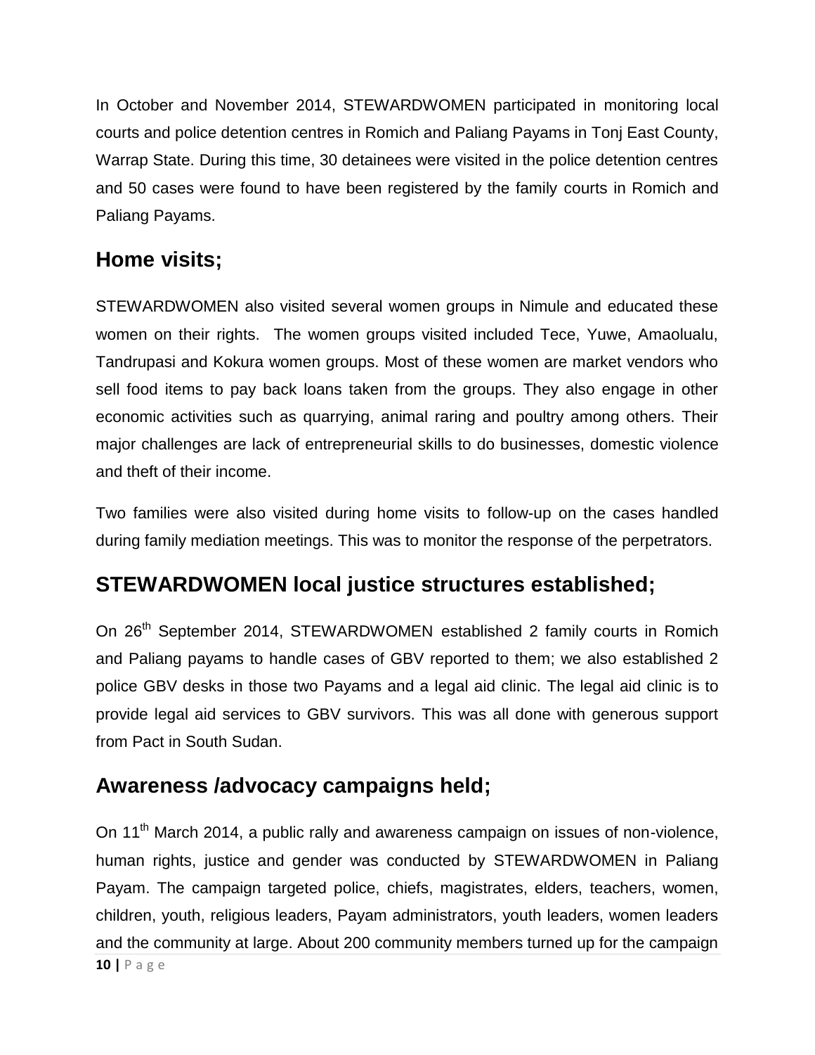In October and November 2014, STEWARDWOMEN participated in monitoring local courts and police detention centres in Romich and Paliang Payams in Tonj East County, Warrap State. During this time, 30 detainees were visited in the police detention centres and 50 cases were found to have been registered by the family courts in Romich and Paliang Payams.

## Home visits;

STEWARDWOMEN also visited several women groups in Nimule and educated these women on their rights. The women groups visited included Tece, Yuwe, Amaolualu, Tandrupasi and Kokura women groups. Most of these women are market vendors who sell food items to pay back loans taken from the groups. They also engage in other economic activities such as quarrying, animal raring and poultry among others. Their major challenges are lack of entrepreneurial skills to do businesses, domestic violence and theft of their income.

Two families were also visited during home visits to follow-up on the cases handled during family mediation meetings. This was to monitor the response of the perpetrators.

## STEWARDWOMEN local justice structures established;

On 26th September 2014, STEWARDWOMEN established 2 family courts in Romich and Paliang payams to handle cases of GBV reported to them; we also established 2 police GBV desks in those two Payams and a legal aid clinic. The legal aid clinic is to provide legal aid services to GBV survivors. This was all done with generous support from Pact in South Sudan.

## Awareness /advocacy campaigns held;

On 11th March 2014, a public rally and awareness campaign on issues of non-violence, human rights, justice and gender was conducted by STEWARDWOMEN in Paliang Payam. The campaign targeted police, chiefs, magistrates, elders, teachers, women, children, youth, religious leaders, Payam administrators, youth leaders, women leaders and the community at large. About 200 community members turned up for the campaign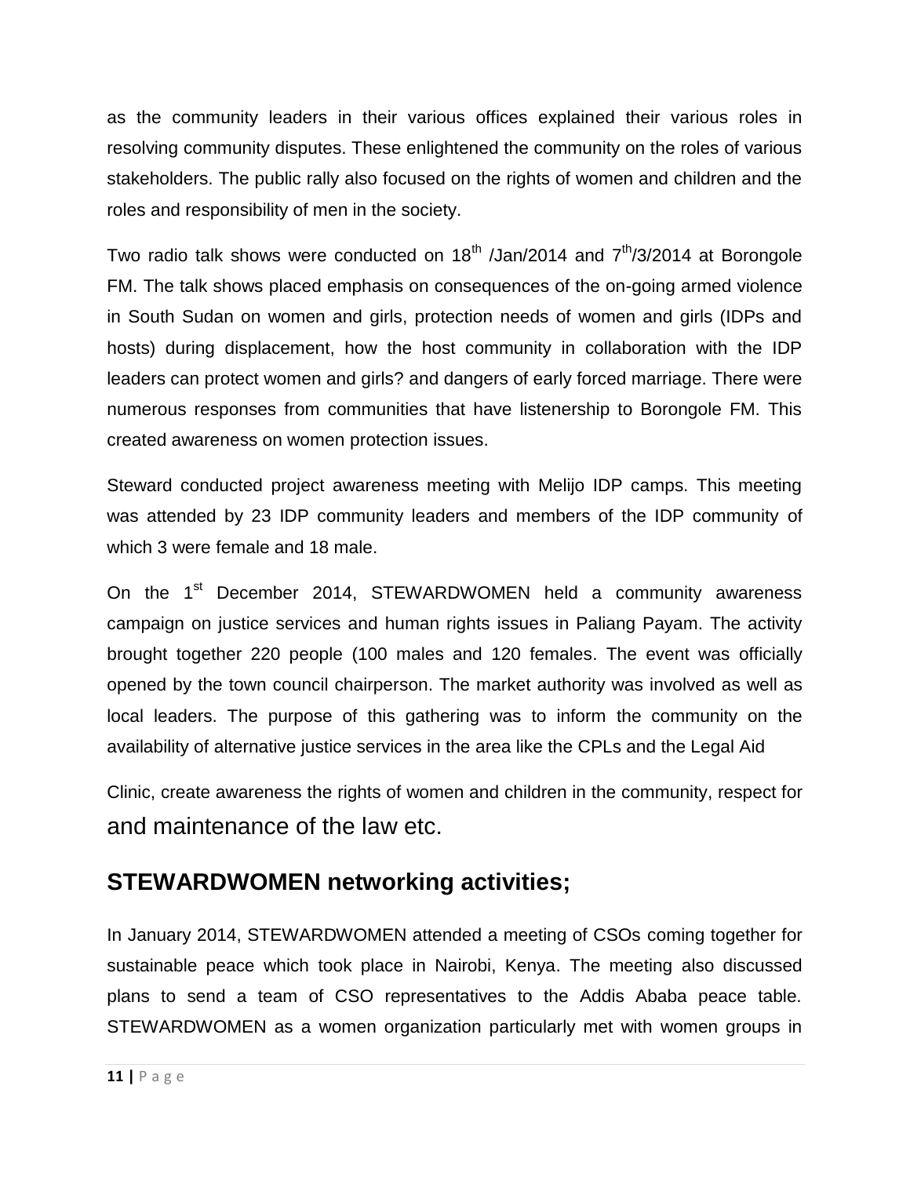as the community leaders in their various offices explained their various roles in resolving community disputes. These enlightened the community on the roles of various stakeholders. The public rally also focused on the rights of women and children and the roles and responsibility of men in the society.

Two radio talk shows were conducted on 18th /Jan/2014 and 7th/3/2014 at Borongole FM. The talk shows placed emphasis on consequences of the on-going armed violence in South Sudan on women and girls, protection needs of women and girls (IDPs and hosts) during displacement, how the host community in collaboration with the IDP leaders can protect women and girls? and dangers of early forced marriage. There were numerous responses from communities that have listenership to Borongole FM. This created awareness on women protection issues.

Steward conducted project awareness meeting with Melijo IDP camps. This meeting was attended by 23 IDP community leaders and members of the IDP community of which 3 were female and 18 male.

On the 1st December 2014, STEWARDWOMEN held a community awareness campaign on justice services and human rights issues in Paliang Payam. The activity brought together 220 people (100 males and 120 females. The event was officially opened by the town council chairperson. The market authority was involved as well as local leaders. The purpose of this gathering was to inform the community on the availability of alternative justice services in the area like the CPLs and the Legal Aid

Clinic, create awareness the rights of women and children in the community, respect for and maintenance of the law etc.

## STEWARDWOMEN networking activities;

In January 2014, STEWARDWOMEN attended a meeting of CSOs coming together for sustainable peace which took place in Nairobi, Kenya. The meeting also discussed plans to send a team of CSO representatives to the Addis Ababa peace table. STEWARDWOMEN as a women organization particularly met with women groups in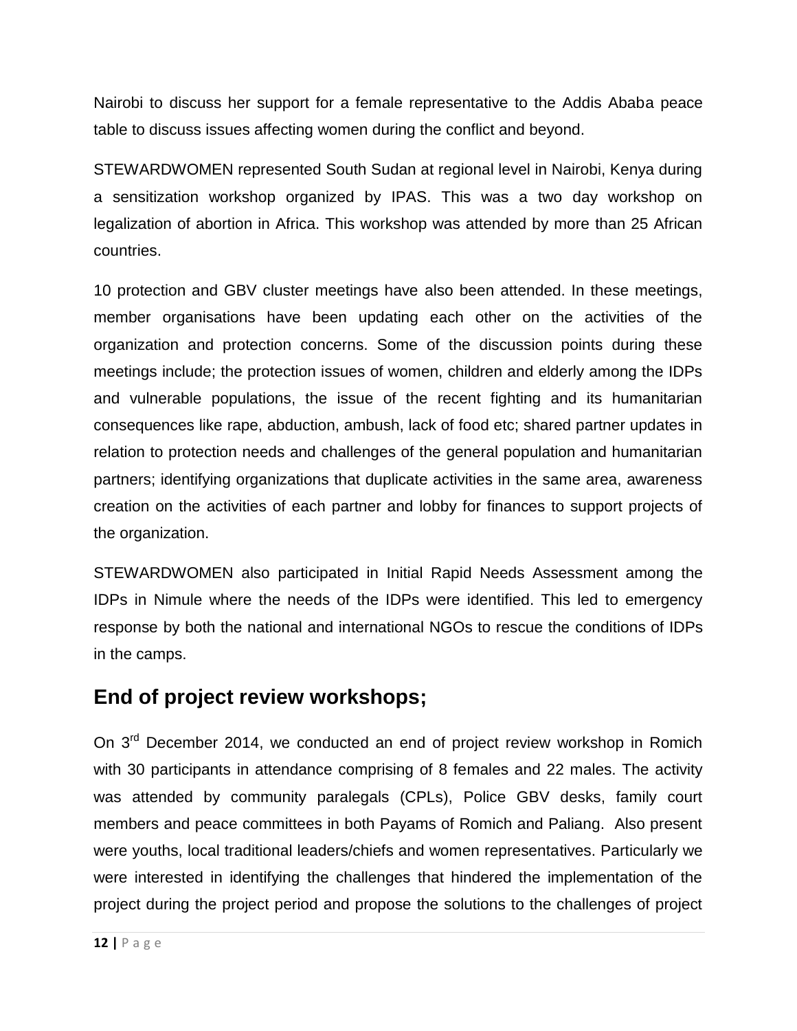Nairobi to discuss her support for a female representative to the Addis Ababa peace table to discuss issues affecting women during the conflict and beyond.

STEWARDWOMEN represented South Sudan at regional level in Nairobi, Kenya during a sensitization workshop organized by IPAS. This was a two day workshop on legalization of abortion in Africa. This workshop was attended by more than 25 African countries.

10 protection and GBV cluster meetings have also been attended. In these meetings, member organisations have been updating each other on the activities of the organization and protection concerns. Some of the discussion points during these meetings include; the protection issues of women, children and elderly among the IDPs and vulnerable populations, the issue of the recent fighting and its humanitarian consequences like rape, abduction, ambush, lack of food etc; shared partner updates in relation to protection needs and challenges of the general population and humanitarian partners; identifying organizations that duplicate activities in the same area, awareness creation on the activities of each partner and lobby for finances to support projects of the organization.

STEWARDWOMEN also participated in Initial Rapid Needs Assessment among the IDPs in Nimule where the needs of the IDPs were identified. This led to emergency response by both the national and international NGOs to rescue the conditions of IDPs in the camps.

## End of project review workshops;

On 3rd December 2014, we conducted an end of project review workshop in Romich with 30 participants in attendance comprising of 8 females and 22 males. The activity was attended by community paralegals (CPLs), Police GBV desks, family court members and peace committees in both Payams of Romich and Paliang. Also present were youths, local traditional leaders/chiefs and women representatives. Particularly we were interested in identifying the challenges that hindered the implementation of the project during the project period and propose the solutions to the challenges of project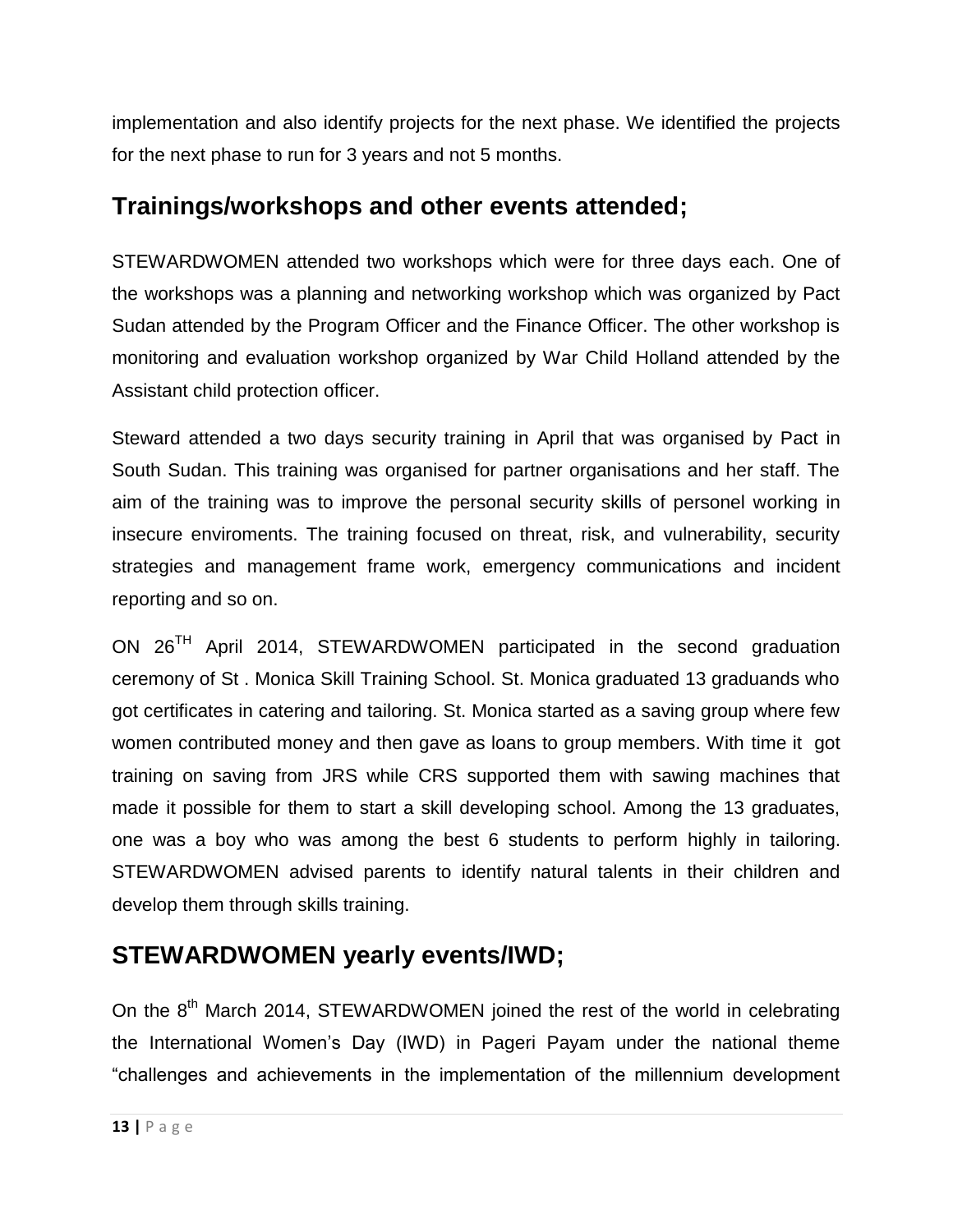implementation and also identify projects for the next phase. We identified the projects for the next phase to run for 3 years and not 5 months.

## Trainings/workshops and other events attended;

STEWARDWOMEN attended two workshops which were for three days each. One of the workshops was a planning and networking workshop which was organized by Pact Sudan attended by the Program Officer and the Finance Officer. The other workshop is monitoring and evaluation workshop organized by War Child Holland attended by the Assistant child protection officer.

Steward attended a two days security training in April that was organised by Pact in South Sudan. This training was organised for partner organisations and her staff. The aim of the training was to improve the personal security skills of personel working in insecure enviroments. The training focused on threat, risk, and vulnerability, security strategies and management frame work, emergency communications and incident reporting and so on.

ON 26TH April 2014, STEWARDWOMEN participated in the second graduation ceremony of St . Monica Skill Training School. St. Monica graduated 13 graduands who got certificates in catering and tailoring. St. Monica started as a saving group where few women contributed money and then gave as loans to group members. With time it got training on saving from JRS while CRS supported them with sawing machines that made it possible for them to start a skill developing school. Among the 13 graduates, one was a boy who was among the best 6 students to perform highly in tailoring. STEWARDWOMEN advised parents to identify natural talents in their children and develop them through skills training.

## STEWARDWOMEN yearly events/IWD;

On the 8th March 2014, STEWARDWOMEN joined the rest of the world in celebrating the International Women's Day (IWD) in Pageri Payam under the national theme "challenges and achievements in the implementation of the millennium development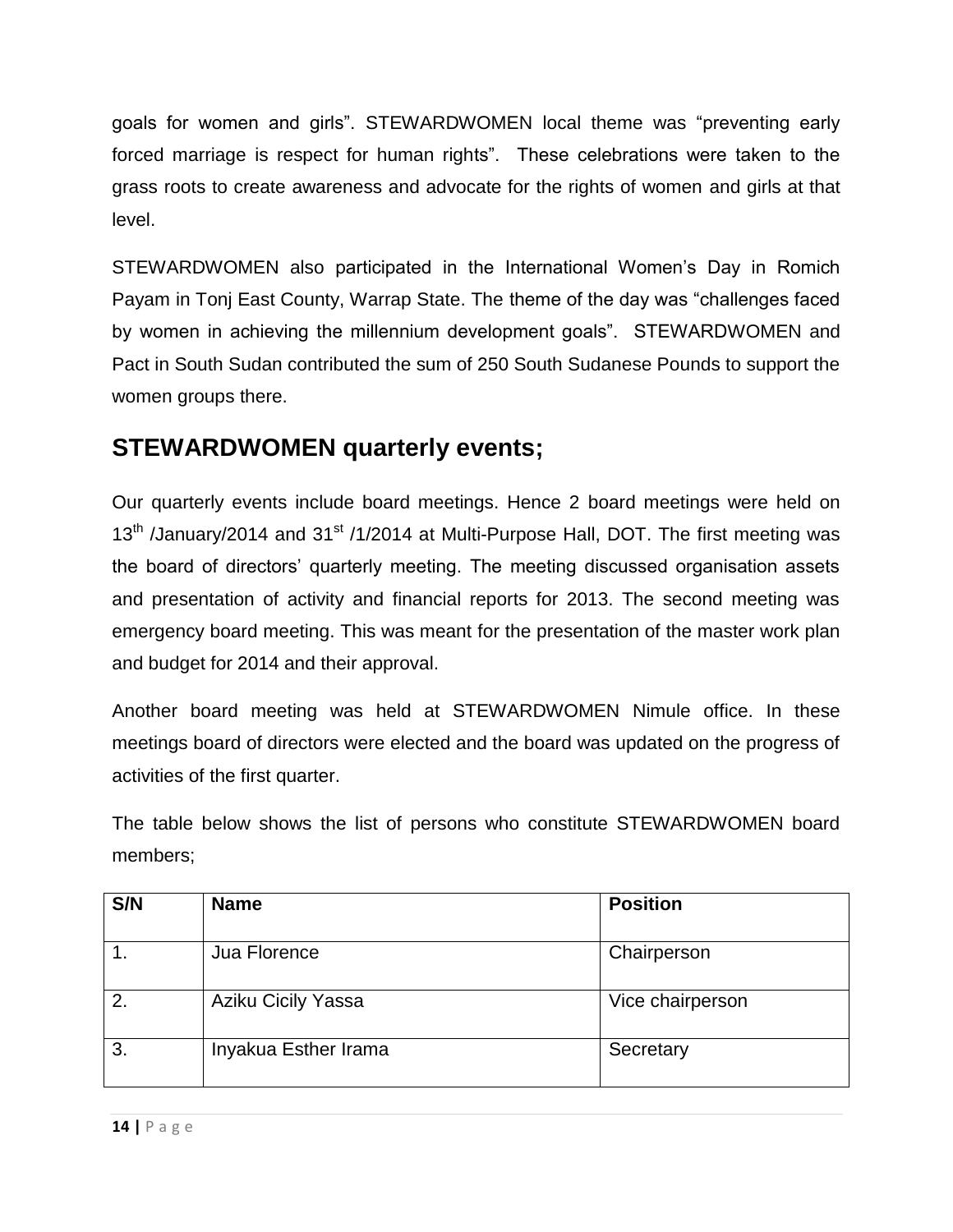goals for women and girls". STEWARDWOMEN local theme was "preventing early forced marriage is respect for human rights". These celebrations were taken to the grass roots to create awareness and advocate for the rights of women and girls at that level.

STEWARDWOMEN also participated in the International Women's Day in Romich Payam in Tonj East County, Warrap State. The theme of the day was "challenges faced by women in achieving the millennium development goals". STEWARDWOMEN and Pact in South Sudan contributed the sum of 250 South Sudanese Pounds to support the women groups there.

## STEWARDWOMEN quarterly events;

Our quarterly events include board meetings. Hence 2 board meetings were held on 13th /January/2014 and 31st /1/2014 at Multi-Purpose Hall, DOT. The first meeting was the board of directors' quarterly meeting. The meeting discussed organisation assets and presentation of activity and financial reports for 2013. The second meeting was emergency board meeting. This was meant for the presentation of the master work plan and budget for 2014 and their approval.

Another board meeting was held at STEWARDWOMEN Nimule office. In these meetings board of directors were elected and the board was updated on the progress of activities of the first quarter.

The table below shows the list of persons who constitute STEWARDWOMEN board members;

| S/N | Name | Position |
|---|---|---|
| 1. | Jua Florence | Chairperson |
| 2. | Aziku Cicily Yassa | Vice chairperson |
| 3. | Inyakua Esther Irama | Secretary |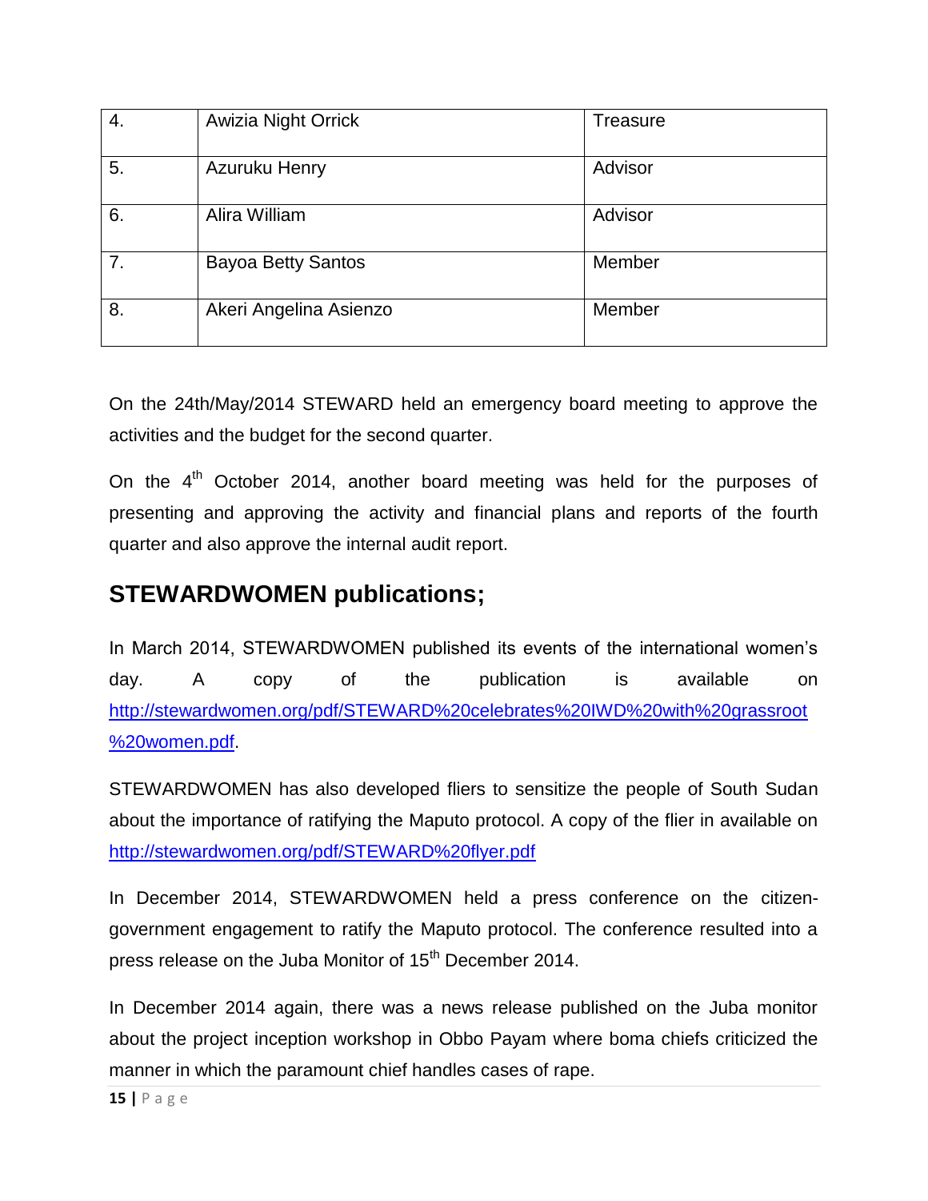| 4. | Awizia Night Orrick | Treasure |
| --- | --- | --- |
| 5. | Azuruku Henry | Advisor |
| 6. | Alira William | Advisor |
| 7. | Bayoa Betty Santos | Member |
| 8. | Akeri Angelina Asienzo | Member |

On the 24th/May/2014 STEWARD held an emergency board meeting to approve the activities and the budget for the second quarter.

On the 4th October 2014, another board meeting was held for the purposes of presenting and approving the activity and financial plans and reports of the fourth quarter and also approve the internal audit report.

## STEWARDWOMEN publications;

In March 2014, STEWARDWOMEN published its events of the international women's day. A copy of the publication is available on [http://stewardwomen.org/pdf/STEWARD%20celebrates%20IWD%20with%20grassroot%20women.pdf](http://stewardwomen.org/pdf/STEWARD%20celebrates%20IWD%20with%20grassroot%20women.pdf).

STEWARDWOMEN has also developed fliers to sensitize the people of South Sudan about the importance of ratifying the Maputo protocol. A copy of the flier in available on [http://stewardwomen.org/pdf/STEWARD%20flyer.pdf](http://stewardwomen.org/pdf/STEWARD%20flyer.pdf)

In December 2014, STEWARDWOMEN held a press conference on the citizen-government engagement to ratify the Maputo protocol. The conference resulted into a press release on the Juba Monitor of 15th December 2014.

In December 2014 again, there was a news release published on the Juba monitor about the project inception workshop in Obbo Payam where boma chiefs criticized the manner in which the paramount chief handles cases of rape.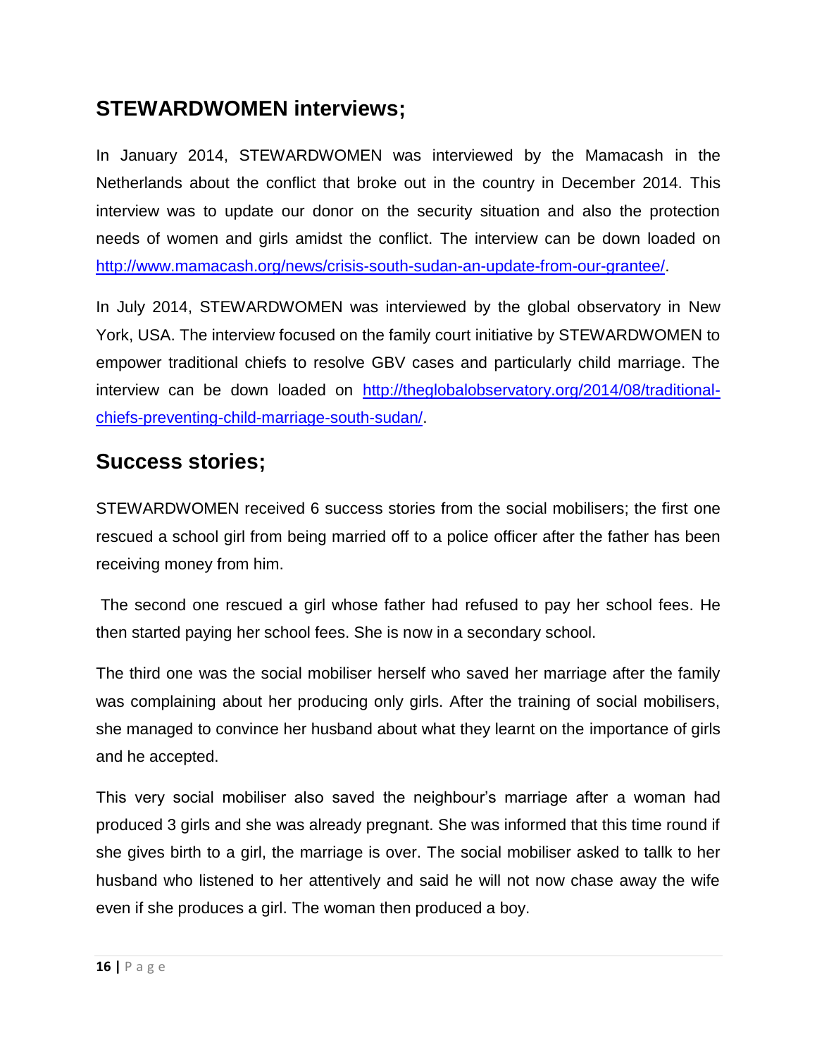## STEWARDWOMEN interviews;

In January 2014, STEWARDWOMEN was interviewed by the Mamacash in the Netherlands about the conflict that broke out in the country in December 2014. This interview was to update our donor on the security situation and also the protection needs of women and girls amidst the conflict. The interview can be down loaded on http://www.mamacash.org/news/crisis-south-sudan-an-update-from-our-grantee/.

In July 2014, STEWARDWOMEN was interviewed by the global observatory in New York, USA. The interview focused on the family court initiative by STEWARDWOMEN to empower traditional chiefs to resolve GBV cases and particularly child marriage. The interview can be down loaded on http://theglobalobservatory.org/2014/08/traditional-chiefs-preventing-child-marriage-south-sudan/.

## Success stories;

STEWARDWOMEN received 6 success stories from the social mobilisers; the first one rescued a school girl from being married off to a police officer after the father has been receiving money from him.

The second one rescued a girl whose father had refused to pay her school fees. He then started paying her school fees. She is now in a secondary school.

The third one was the social mobiliser herself who saved her marriage after the family was complaining about her producing only girls. After the training of social mobilisers, she managed to convince her husband about what they learnt on the importance of girls and he accepted.

This very social mobiliser also saved the neighbour's marriage after a woman had produced 3 girls and she was already pregnant. She was informed that this time round if she gives birth to a girl, the marriage is over. The social mobiliser asked to tallk to her husband who listened to her attentively and said he will not now chase away the wife even if she produces a girl. The woman then produced a boy.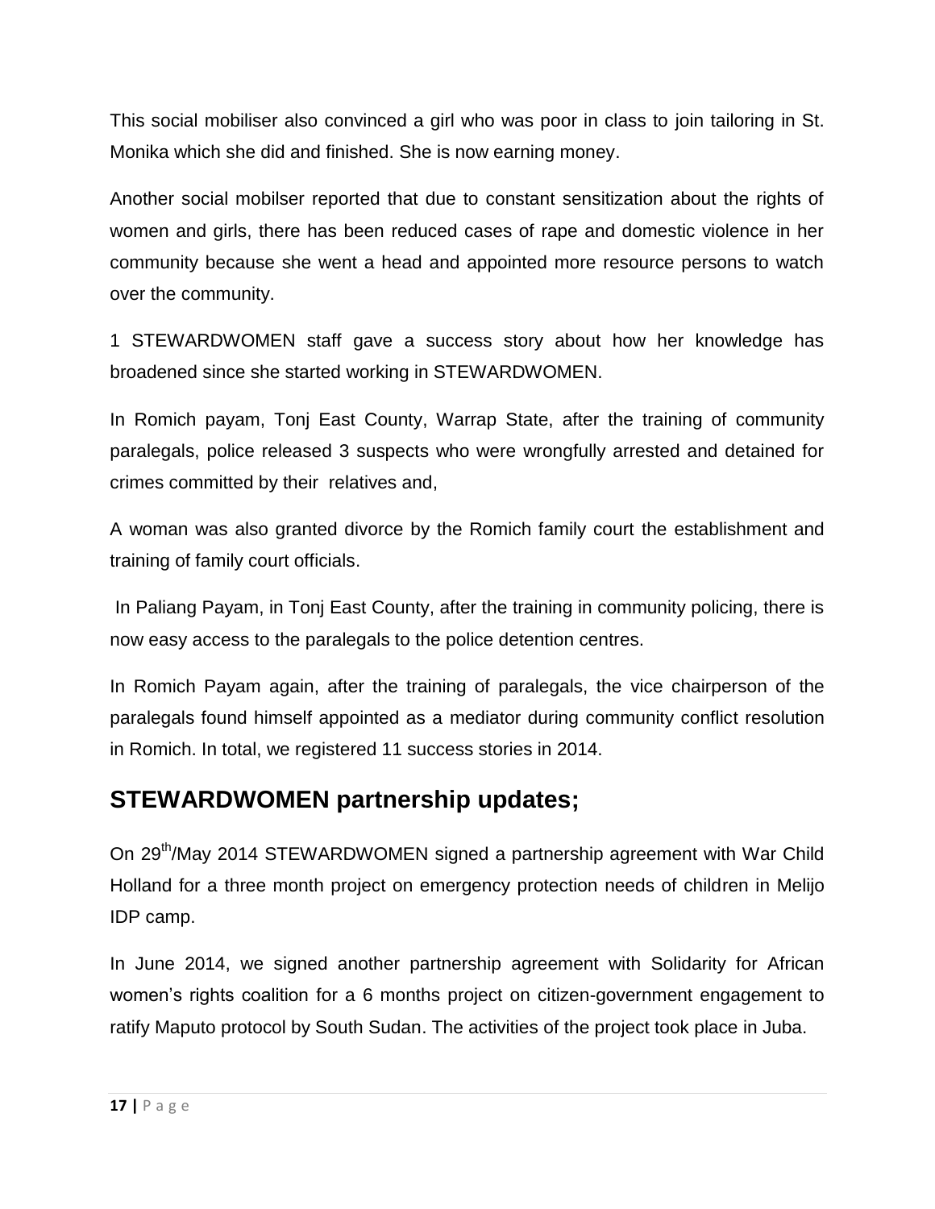This social mobiliser also convinced a girl who was poor in class to join tailoring in St. Monika which she did and finished. She is now earning money.

Another social mobilser reported that due to constant sensitization about the rights of women and girls, there has been reduced cases of rape and domestic violence in her community because she went a head and appointed more resource persons to watch over the community.

1 STEWARDWOMEN staff gave a success story about how her knowledge has broadened since she started working in STEWARDWOMEN.

In Romich payam, Tonj East County, Warrap State, after the training of community paralegals, police released 3 suspects who were wrongfully arrested and detained for crimes committed by their relatives and,

A woman was also granted divorce by the Romich family court the establishment and training of family court officials.

In Paliang Payam, in Tonj East County, after the training in community policing, there is now easy access to the paralegals to the police detention centres.

In Romich Payam again, after the training of paralegals, the vice chairperson of the paralegals found himself appointed as a mediator during community conflict resolution in Romich. In total, we registered 11 success stories in 2014.

## STEWARDWOMEN partnership updates;

On 29th/May 2014 STEWARDWOMEN signed a partnership agreement with War Child Holland for a three month project on emergency protection needs of children in Melijo IDP camp.

In June 2014, we signed another partnership agreement with Solidarity for African women's rights coalition for a 6 months project on citizen-government engagement to ratify Maputo protocol by South Sudan. The activities of the project took place in Juba.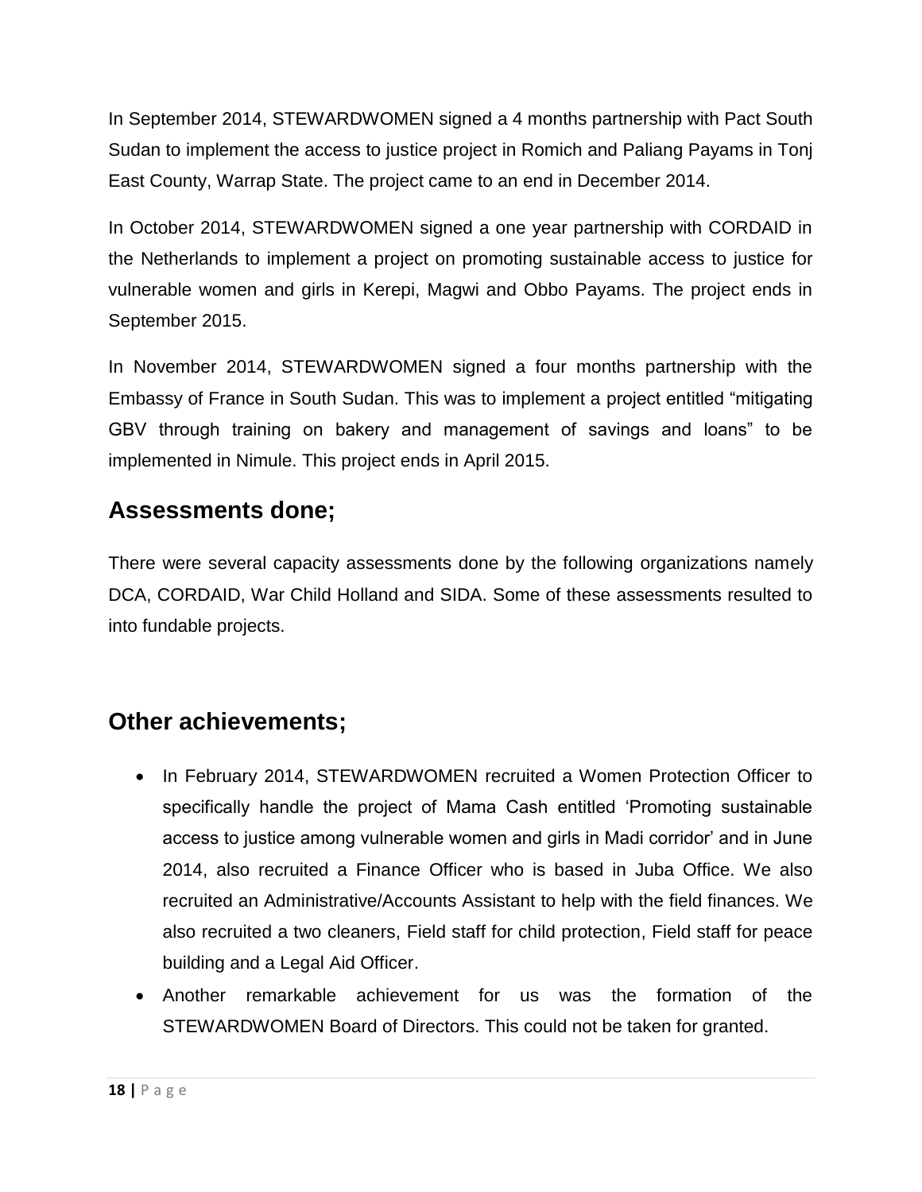In September 2014, STEWARDWOMEN signed a 4 months partnership with Pact South Sudan to implement the access to justice project in Romich and Paliang Payams in Tonj East County, Warrap State. The project came to an end in December 2014.

In October 2014, STEWARDWOMEN signed a one year partnership with CORDAID in the Netherlands to implement a project on promoting sustainable access to justice for vulnerable women and girls in Kerepi, Magwi and Obbo Payams. The project ends in September 2015.

In November 2014, STEWARDWOMEN signed a four months partnership with the Embassy of France in South Sudan. This was to implement a project entitled "mitigating GBV through training on bakery and management of savings and loans" to be implemented in Nimule. This project ends in April 2015.

## Assessments done;

There were several capacity assessments done by the following organizations namely DCA, CORDAID, War Child Holland and SIDA. Some of these assessments resulted to into fundable projects.

## Other achievements;

- In February 2014, STEWARDWOMEN recruited a Women Protection Officer to specifically handle the project of Mama Cash entitled 'Promoting sustainable access to justice among vulnerable women and girls in Madi corridor' and in June 2014, also recruited a Finance Officer who is based in Juba Office. We also recruited an Administrative/Accounts Assistant to help with the field finances. We also recruited a two cleaners, Field staff for child protection, Field staff for peace building and a Legal Aid Officer.
- Another remarkable achievement for us was the formation of the STEWARDWOMEN Board of Directors. This could not be taken for granted.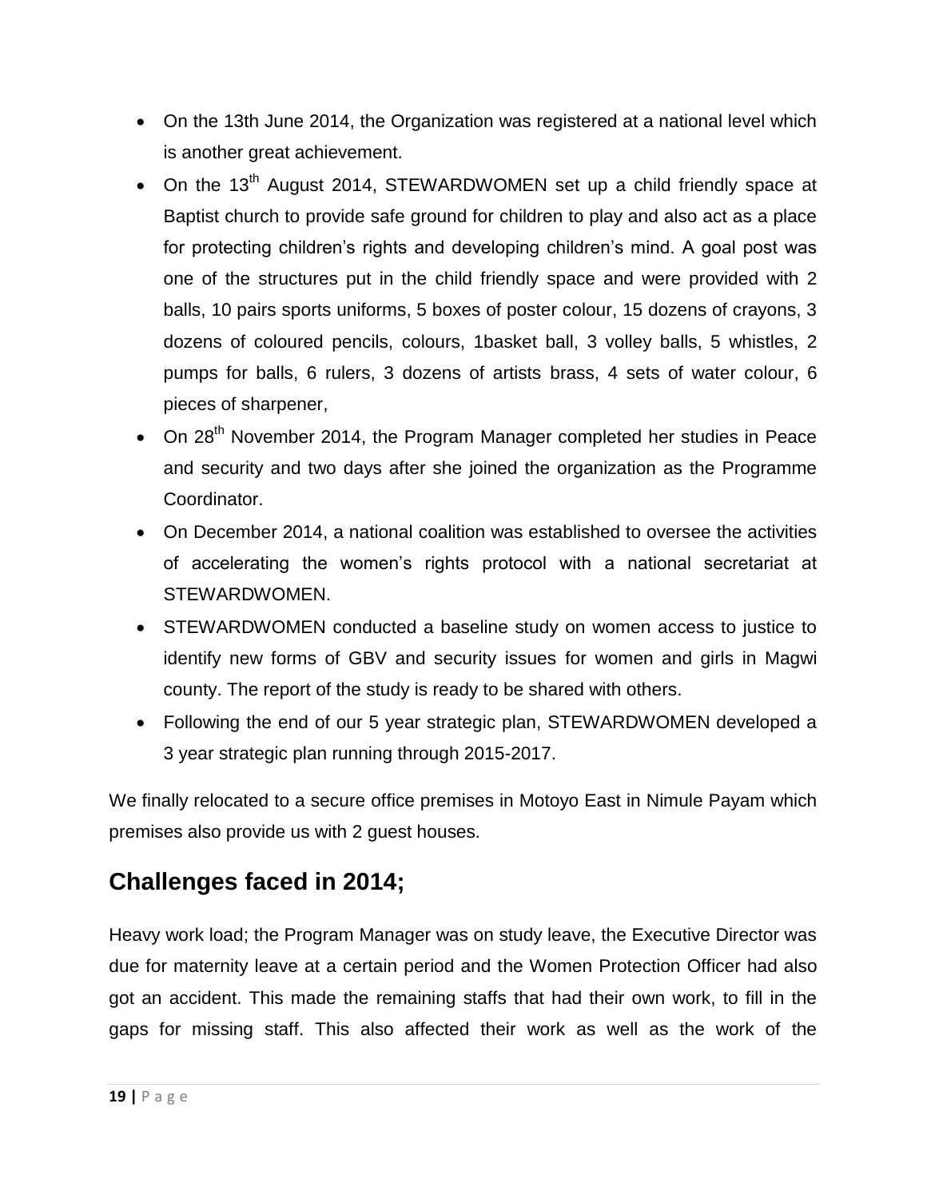- On the 13th June 2014, the Organization was registered at a national level which is another great achievement.
- On the 13th August 2014, STEWARDWOMEN set up a child friendly space at Baptist church to provide safe ground for children to play and also act as a place for protecting children's rights and developing children's mind. A goal post was one of the structures put in the child friendly space and were provided with 2 balls, 10 pairs sports uniforms, 5 boxes of poster colour, 15 dozens of crayons, 3 dozens of coloured pencils, colours, 1basket ball, 3 volley balls, 5 whistles, 2 pumps for balls, 6 rulers, 3 dozens of artists brass, 4 sets of water colour, 6 pieces of sharpener,
- On 28th November 2014, the Program Manager completed her studies in Peace and security and two days after she joined the organization as the Programme Coordinator.
- On December 2014, a national coalition was established to oversee the activities of accelerating the women's rights protocol with a national secretariat at STEWARDWOMEN.
- STEWARDWOMEN conducted a baseline study on women access to justice to identify new forms of GBV and security issues for women and girls in Magwi county. The report of the study is ready to be shared with others.
- Following the end of our 5 year strategic plan, STEWARDWOMEN developed a 3 year strategic plan running through 2015-2017.

We finally relocated to a secure office premises in Motoyo East in Nimule Payam which premises also provide us with 2 guest houses.

## Challenges faced in 2014;

Heavy work load; the Program Manager was on study leave, the Executive Director was due for maternity leave at a certain period and the Women Protection Officer had also got an accident. This made the remaining staffs that had their own work, to fill in the gaps for missing staff. This also affected their work as well as the work of the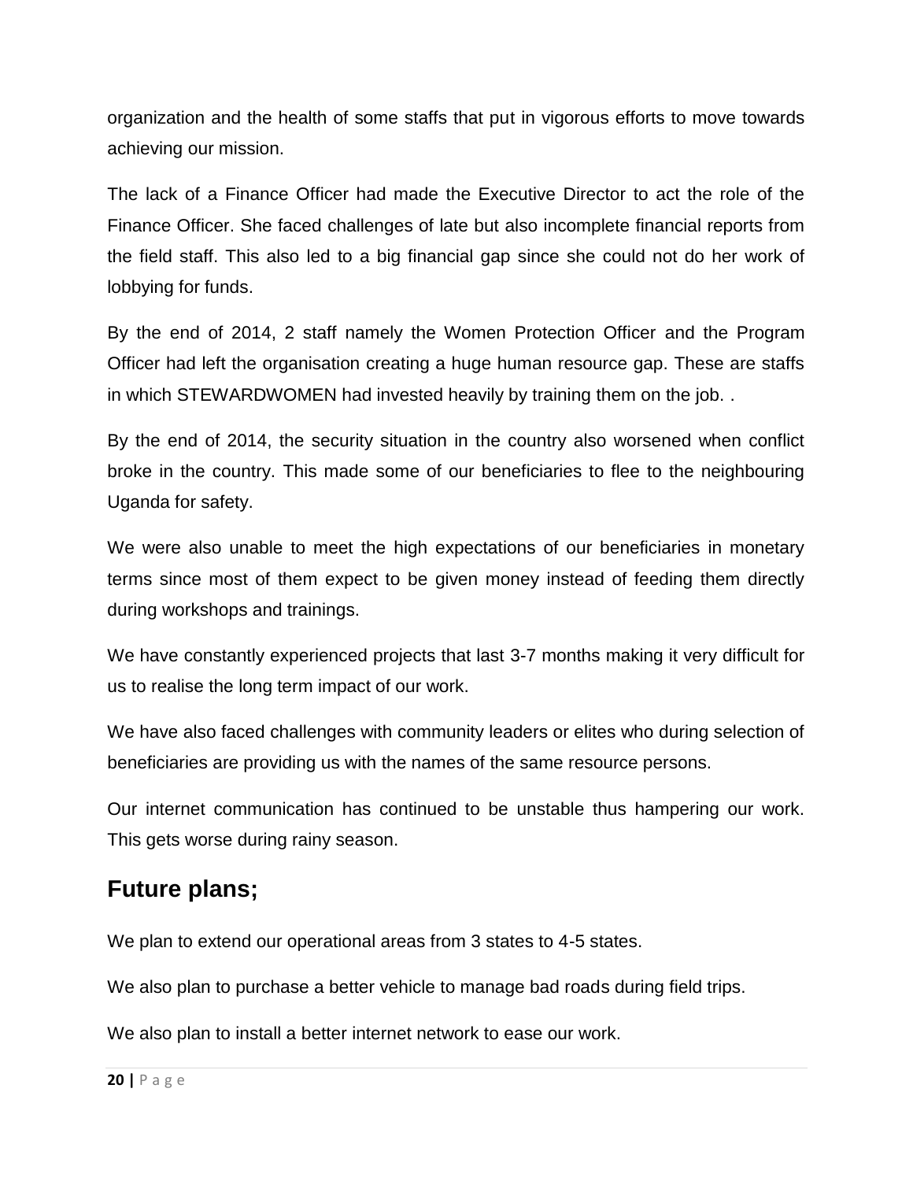organization and the health of some staffs that put in vigorous efforts to move towards achieving our mission.

The lack of a Finance Officer had made the Executive Director to act the role of the Finance Officer. She faced challenges of late but also incomplete financial reports from the field staff. This also led to a big financial gap since she could not do her work of lobbying for funds.

By the end of 2014, 2 staff namely the Women Protection Officer and the Program Officer had left the organisation creating a huge human resource gap. These are staffs in which STEWARDWOMEN had invested heavily by training them on the job. .

By the end of 2014, the security situation in the country also worsened when conflict broke in the country. This made some of our beneficiaries to flee to the neighbouring Uganda for safety.

We were also unable to meet the high expectations of our beneficiaries in monetary terms since most of them expect to be given money instead of feeding them directly during workshops and trainings.

We have constantly experienced projects that last 3-7 months making it very difficult for us to realise the long term impact of our work.

We have also faced challenges with community leaders or elites who during selection of beneficiaries are providing us with the names of the same resource persons.

Our internet communication has continued to be unstable thus hampering our work. This gets worse during rainy season.

## Future plans;

We plan to extend our operational areas from 3 states to 4-5 states.

We also plan to purchase a better vehicle to manage bad roads during field trips.

We also plan to install a better internet network to ease our work.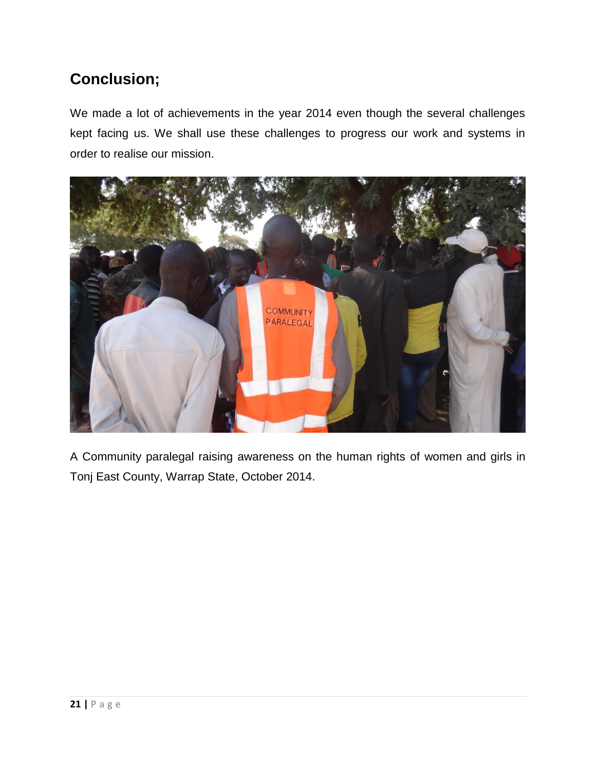## Conclusion;

We made a lot of achievements in the year 2014 even though the several challenges kept facing us. We shall use these challenges to progress our work and systems in order to realise our mission.

A Community paralegal raising awareness on the human rights of women and girls in Tonj East County, Warrap State, October 2014.